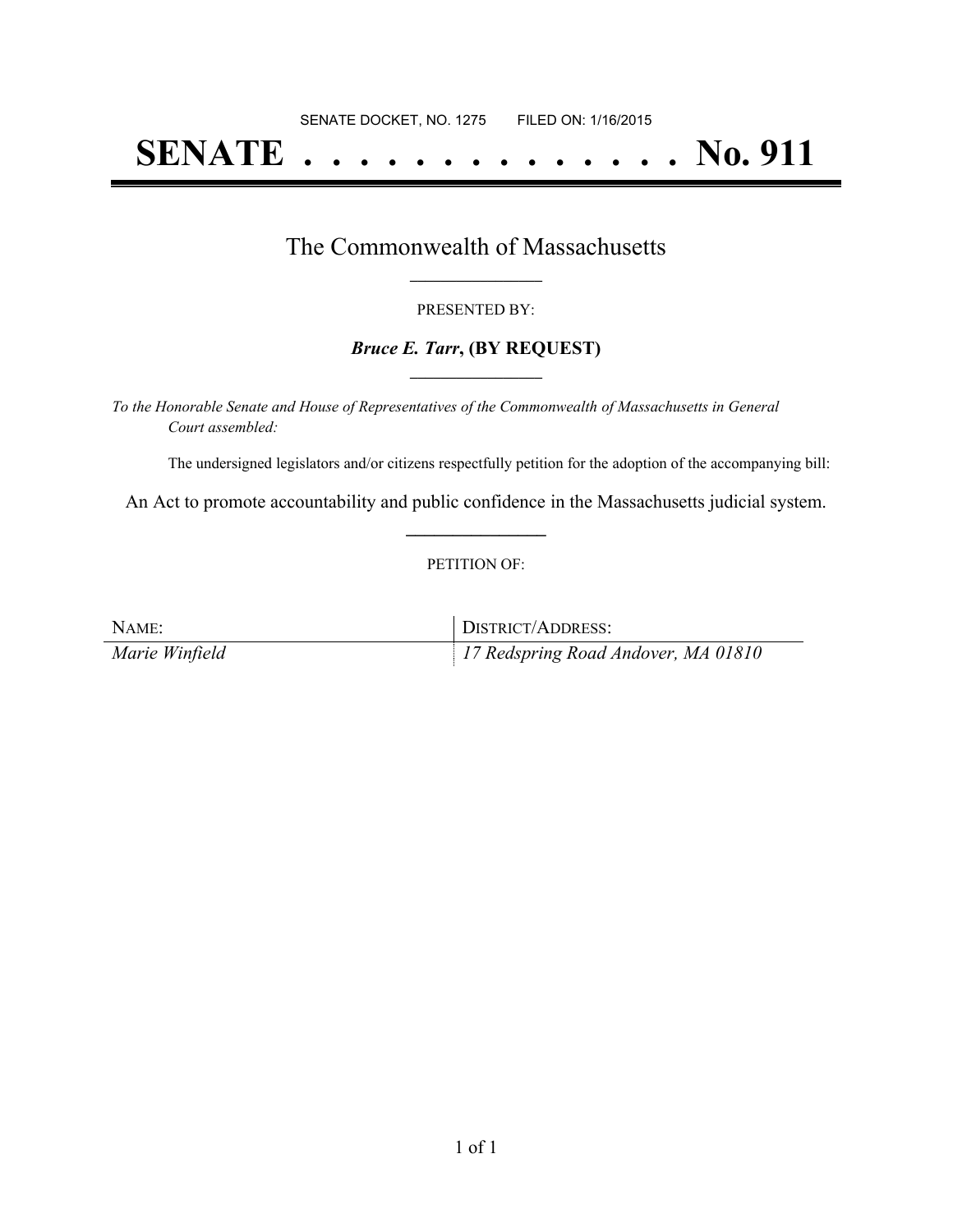SENATE DOCKET, NO. 1275        FILED ON: 1/16/2015

# SENATE . . . . . . . . . . . . . . No. 911

## The Commonwealth of Massachusetts

PRESENTED BY:

***Bruce E. Tarr*, (BY REQUEST)**

*To the Honorable Senate and House of Representatives of the Commonwealth of Massachusetts in General Court assembled:*

The undersigned legislators and/or citizens respectfully petition for the adoption of the accompanying bill:

An Act to promote accountability and public confidence in the Massachusetts judicial system.

PETITION OF:

| NAME: | DISTRICT/ADDRESS: |
| --- | --- |
| *Marie Winfield* | *17 Redspring Road Andover, MA 01810* |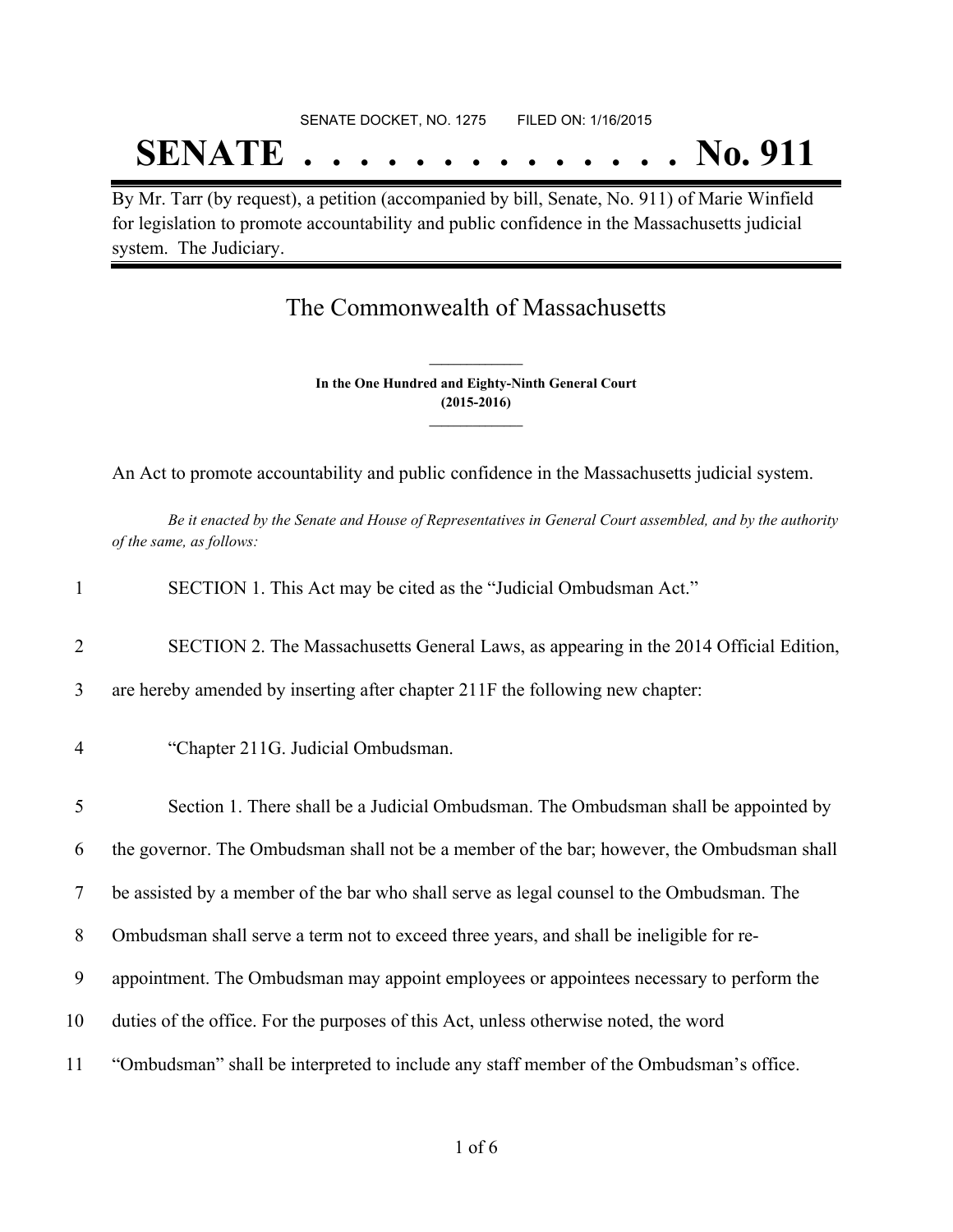SENATE DOCKET, NO. 1275        FILED ON: 1/16/2015

# SENATE . . . . . . . . . . . . . . No. 911

By Mr. Tarr (by request), a petition (accompanied by bill, Senate, No. 911) of Marie Winfield for legislation to promote accountability and public confidence in the Massachusetts judicial system. The Judiciary.

## The Commonwealth of Massachusetts

**In the One Hundred and Eighty-Ninth General Court**
**(2015-2016)**

An Act to promote accountability and public confidence in the Massachusetts judicial system.

*Be it enacted by the Senate and House of Representatives in General Court assembled, and by the authority of the same, as follows:*

1 SECTION 1. This Act may be cited as the "Judicial Ombudsman Act."

2 SECTION 2. The Massachusetts General Laws, as appearing in the 2014 Official Edition,
3 are hereby amended by inserting after chapter 211F the following new chapter:

4 "Chapter 211G. Judicial Ombudsman.

5 Section 1. There shall be a Judicial Ombudsman. The Ombudsman shall be appointed by
6 the governor. The Ombudsman shall not be a member of the bar; however, the Ombudsman shall
7 be assisted by a member of the bar who shall serve as legal counsel to the Ombudsman. The
8 Ombudsman shall serve a term not to exceed three years, and shall be ineligible for re-
9 appointment. The Ombudsman may appoint employees or appointees necessary to perform the
10 duties of the office. For the purposes of this Act, unless otherwise noted, the word
11 "Ombudsman" shall be interpreted to include any staff member of the Ombudsman's office.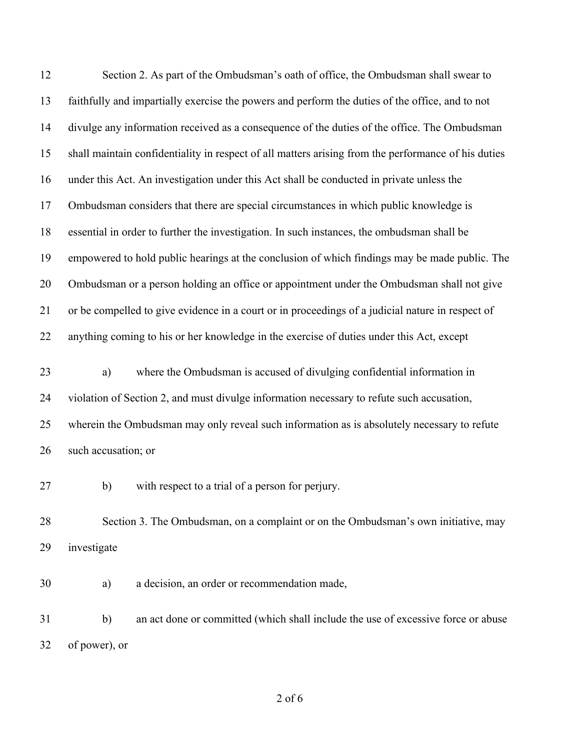Section 2. As part of the Ombudsman's oath of office, the Ombudsman shall swear to faithfully and impartially exercise the powers and perform the duties of the office, and to not divulge any information received as a consequence of the duties of the office. The Ombudsman shall maintain confidentiality in respect of all matters arising from the performance of his duties under this Act. An investigation under this Act shall be conducted in private unless the Ombudsman considers that there are special circumstances in which public knowledge is essential in order to further the investigation. In such instances, the ombudsman shall be empowered to hold public hearings at the conclusion of which findings may be made public. The Ombudsman or a person holding an office or appointment under the Ombudsman shall not give or be compelled to give evidence in a court or in proceedings of a judicial nature in respect of anything coming to his or her knowledge in the exercise of duties under this Act, except

a) where the Ombudsman is accused of divulging confidential information in violation of Section 2, and must divulge information necessary to refute such accusation, wherein the Ombudsman may only reveal such information as is absolutely necessary to refute such accusation; or

b) with respect to a trial of a person for perjury.

Section 3. The Ombudsman, on a complaint or on the Ombudsman's own initiative, may investigate

a) a decision, an order or recommendation made,

b) an act done or committed (which shall include the use of excessive force or abuse of power), or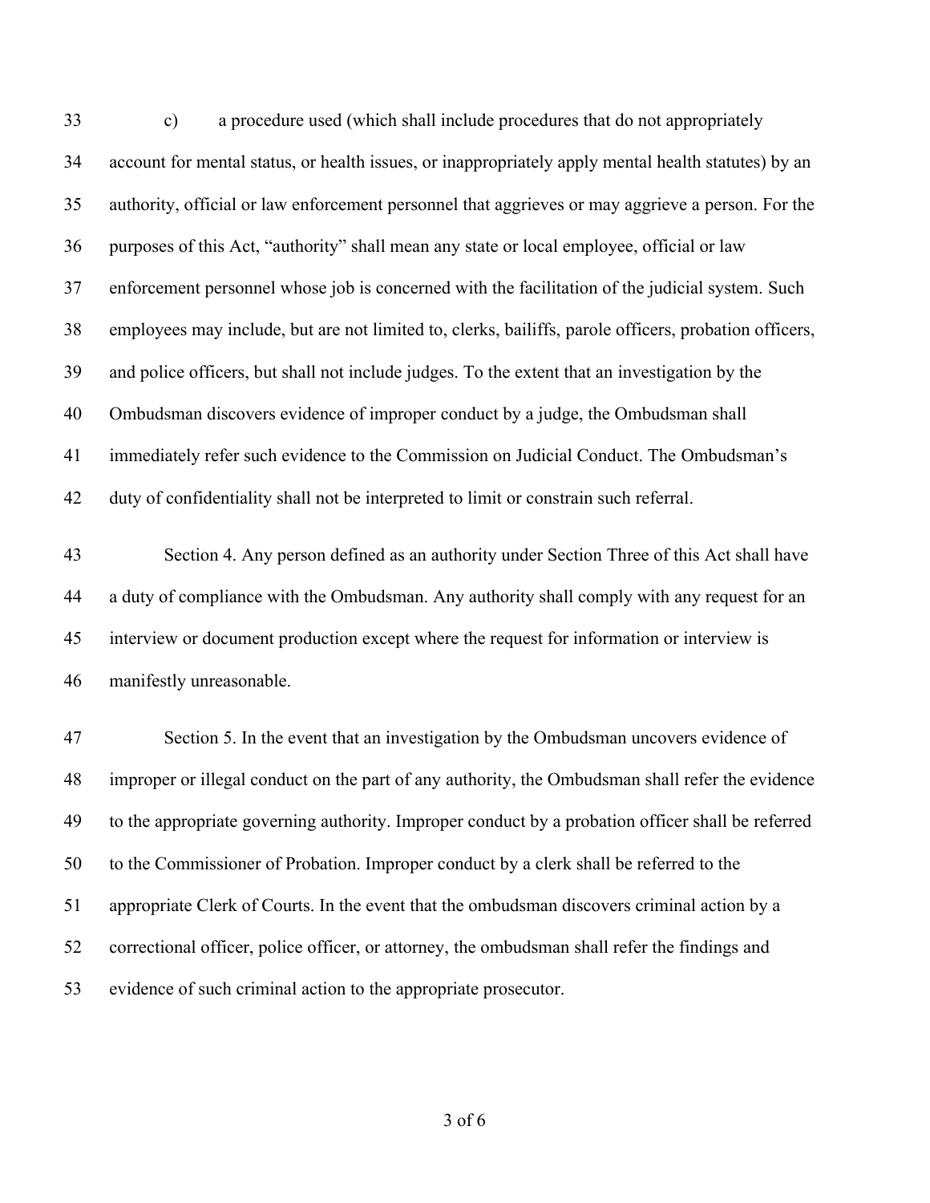c) a procedure used (which shall include procedures that do not appropriately account for mental status, or health issues, or inappropriately apply mental health statutes) by an authority, official or law enforcement personnel that aggrieves or may aggrieve a person. For the purposes of this Act, "authority" shall mean any state or local employee, official or law enforcement personnel whose job is concerned with the facilitation of the judicial system. Such employees may include, but are not limited to, clerks, bailiffs, parole officers, probation officers, and police officers, but shall not include judges. To the extent that an investigation by the Ombudsman discovers evidence of improper conduct by a judge, the Ombudsman shall immediately refer such evidence to the Commission on Judicial Conduct. The Ombudsman's duty of confidentiality shall not be interpreted to limit or constrain such referral.

Section 4. Any person defined as an authority under Section Three of this Act shall have a duty of compliance with the Ombudsman. Any authority shall comply with any request for an interview or document production except where the request for information or interview is manifestly unreasonable.

Section 5. In the event that an investigation by the Ombudsman uncovers evidence of improper or illegal conduct on the part of any authority, the Ombudsman shall refer the evidence to the appropriate governing authority. Improper conduct by a probation officer shall be referred to the Commissioner of Probation. Improper conduct by a clerk shall be referred to the appropriate Clerk of Courts. In the event that the ombudsman discovers criminal action by a correctional officer, police officer, or attorney, the ombudsman shall refer the findings and evidence of such criminal action to the appropriate prosecutor.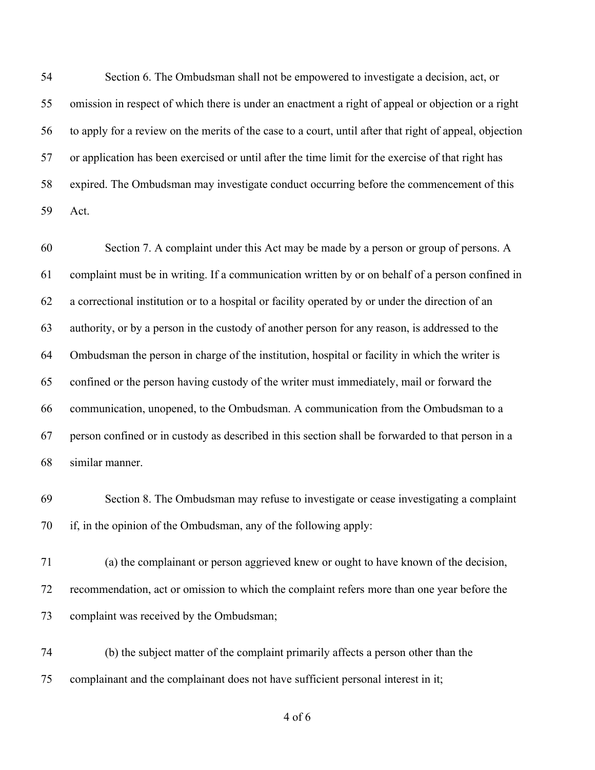Section 6. The Ombudsman shall not be empowered to investigate a decision, act, or omission in respect of which there is under an enactment a right of appeal or objection or a right to apply for a review on the merits of the case to a court, until after that right of appeal, objection or application has been exercised or until after the time limit for the exercise of that right has expired. The Ombudsman may investigate conduct occurring before the commencement of this Act.

Section 7. A complaint under this Act may be made by a person or group of persons. A complaint must be in writing. If a communication written by or on behalf of a person confined in a correctional institution or to a hospital or facility operated by or under the direction of an authority, or by a person in the custody of another person for any reason, is addressed to the Ombudsman the person in charge of the institution, hospital or facility in which the writer is confined or the person having custody of the writer must immediately, mail or forward the communication, unopened, to the Ombudsman. A communication from the Ombudsman to a person confined or in custody as described in this section shall be forwarded to that person in a similar manner.

Section 8. The Ombudsman may refuse to investigate or cease investigating a complaint if, in the opinion of the Ombudsman, any of the following apply:

(a) the complainant or person aggrieved knew or ought to have known of the decision, recommendation, act or omission to which the complaint refers more than one year before the complaint was received by the Ombudsman;

(b) the subject matter of the complaint primarily affects a person other than the complainant and the complainant does not have sufficient personal interest in it;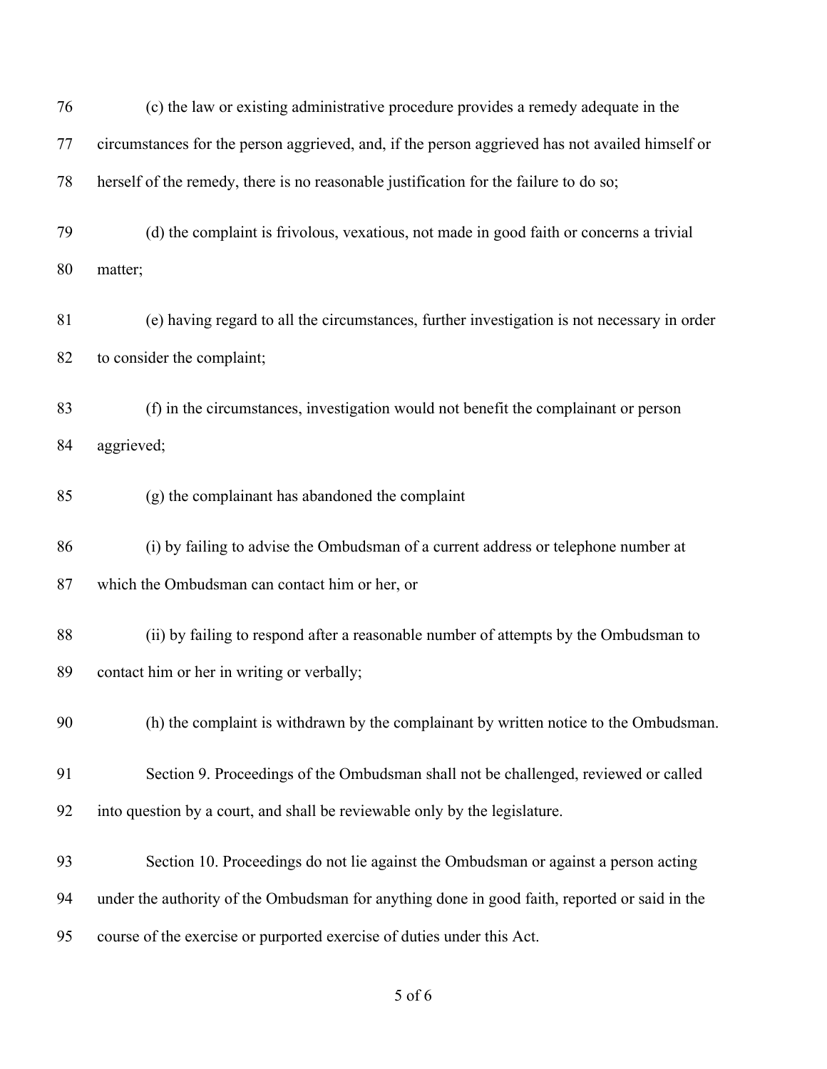(c) the law or existing administrative procedure provides a remedy adequate in the circumstances for the person aggrieved, and, if the person aggrieved has not availed himself or herself of the remedy, there is no reasonable justification for the failure to do so;

(d) the complaint is frivolous, vexatious, not made in good faith or concerns a trivial matter;

(e) having regard to all the circumstances, further investigation is not necessary in order to consider the complaint;

(f) in the circumstances, investigation would not benefit the complainant or person aggrieved;

(g) the complainant has abandoned the complaint

(i) by failing to advise the Ombudsman of a current address or telephone number at which the Ombudsman can contact him or her, or

(ii) by failing to respond after a reasonable number of attempts by the Ombudsman to contact him or her in writing or verbally;

(h) the complaint is withdrawn by the complainant by written notice to the Ombudsman.

Section 9. Proceedings of the Ombudsman shall not be challenged, reviewed or called into question by a court, and shall be reviewable only by the legislature.

Section 10. Proceedings do not lie against the Ombudsman or against a person acting under the authority of the Ombudsman for anything done in good faith, reported or said in the course of the exercise or purported exercise of duties under this Act.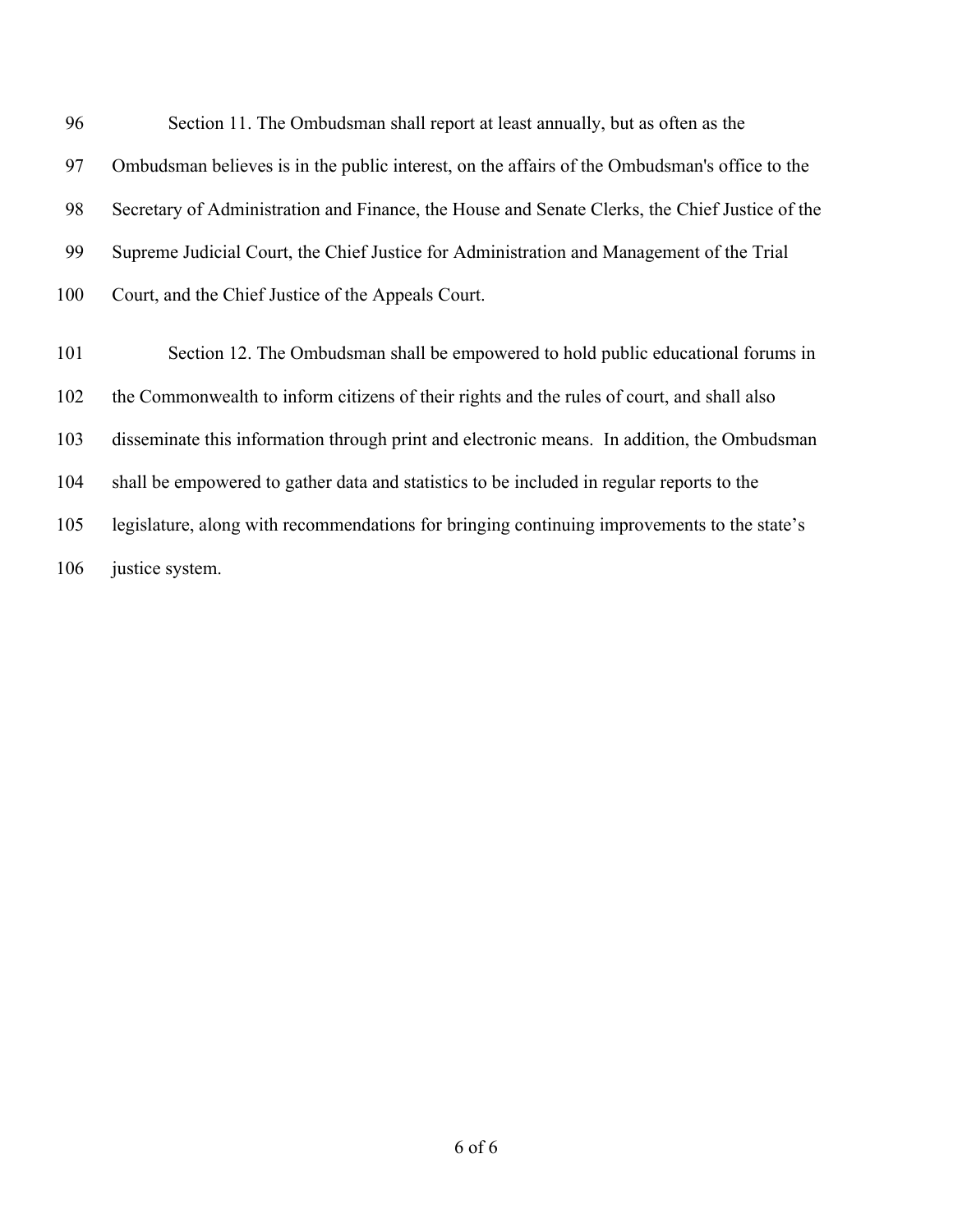Section 11. The Ombudsman shall report at least annually, but as often as the Ombudsman believes is in the public interest, on the affairs of the Ombudsman's office to the Secretary of Administration and Finance, the House and Senate Clerks, the Chief Justice of the Supreme Judicial Court, the Chief Justice for Administration and Management of the Trial Court, and the Chief Justice of the Appeals Court.

Section 12. The Ombudsman shall be empowered to hold public educational forums in the Commonwealth to inform citizens of their rights and the rules of court, and shall also disseminate this information through print and electronic means. In addition, the Ombudsman shall be empowered to gather data and statistics to be included in regular reports to the legislature, along with recommendations for bringing continuing improvements to the state's justice system.